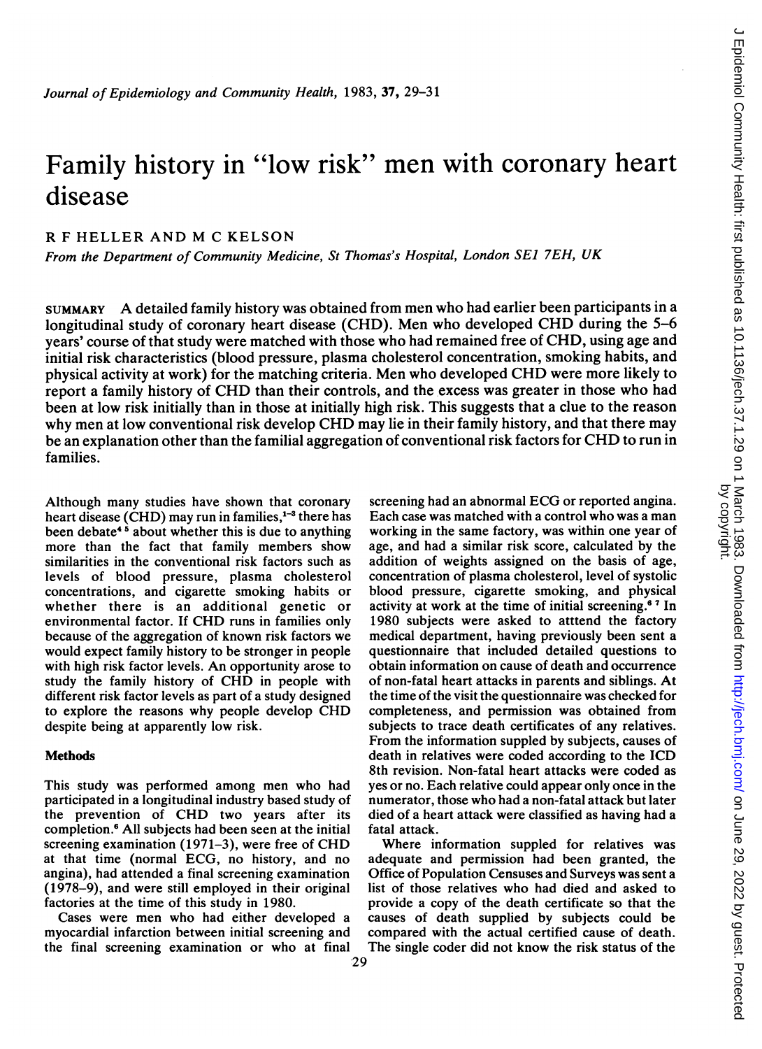# Family history in "low risk" men with coronary heart disease

R F HELLER AND M C KELSON

*From the Department of Community Medicine, St Thomas's Hospital, London SE1 7EH, UK*

SUMMARY A detailed family history was obtained from men who had earlier been participants in a longitudinal study of coronary heart disease (CHD). Men who developed CHD during the 5–6 years' course of that study were matched with those who had remained free of CHD, using age and initial risk characteristics (blood pressure, plasma cholesterol concentration, smoking habits, and physical activity at work) for the matching criteria. Men who developed CHD were more likely to report a family history of CHD than their controls, and the excess was greater in those who had been at low risk initially than in those at initially high risk. This suggests that a clue to the reason why men at low conventional risk develop CHD may lie in their family history, and that there may be an explanation other than the familial aggregation of conventional risk factors for CHD to run in families.

Although many studies have shown that coronary heart disease (CHD) may run in families,[1–3] there has been debate[4 5] about whether this is due to anything more than the fact that family members show similarities in the conventional risk factors such as levels of blood pressure, plasma cholesterol concentrations, and cigarette smoking habits or whether there is an additional genetic or environmental factor. If CHD runs in families only because of the aggregation of known risk factors we would expect family history to be stronger in people with high risk factor levels. An opportunity arose to study the family history of CHD in people with different risk factor levels as part of a study designed to explore the reasons why people develop CHD despite being at apparently low risk.

## Methods

This study was performed among men who had participated in a longitudinal industry based study of the prevention of CHD two years after its completion.[6] All subjects had been seen at the initial screening examination (1971–3), were free of CHD at that time (normal ECG, no history, and no angina), had attended a final screening examination (1978–9), and were still employed in their original factories at the time of this study in 1980.

Cases were men who had either developed a myocardial infarction between initial screening and the final screening examination or who at final screening had an abnormal ECG or reported angina. Each case was matched with a control who was a man working in the same factory, was within one year of age, and had a similar risk score, calculated by the addition of weights assigned on the basis of age, concentration of plasma cholesterol, level of systolic blood pressure, cigarette smoking, and physical activity at work at the time of initial screening.[6 7] In 1980 subjects were asked to atttend the factory medical department, having previously been sent a questionnaire that included detailed questions to obtain information on cause of death and occurrence of non-fatal heart attacks in parents and siblings. At the time of the visit the questionnaire was checked for completeness, and permission was obtained from subjects to trace death certificates of any relatives. From the information supplied by subjects, causes of death in relatives were coded according to the ICD 8th revision. Non-fatal heart attacks were coded as yes or no. Each relative could appear only once in the numerator, those who had a non-fatal attack but later died of a heart attack were classified as having had a fatal attack.

Where information supplied for relatives was adequate and permission had been granted, the Office of Population Censuses and Surveys was sent a list of those relatives who had died and asked to provide a copy of the death certificate so that the causes of death supplied by subjects could be compared with the actual certified cause of death. The single coder did not know the risk status of the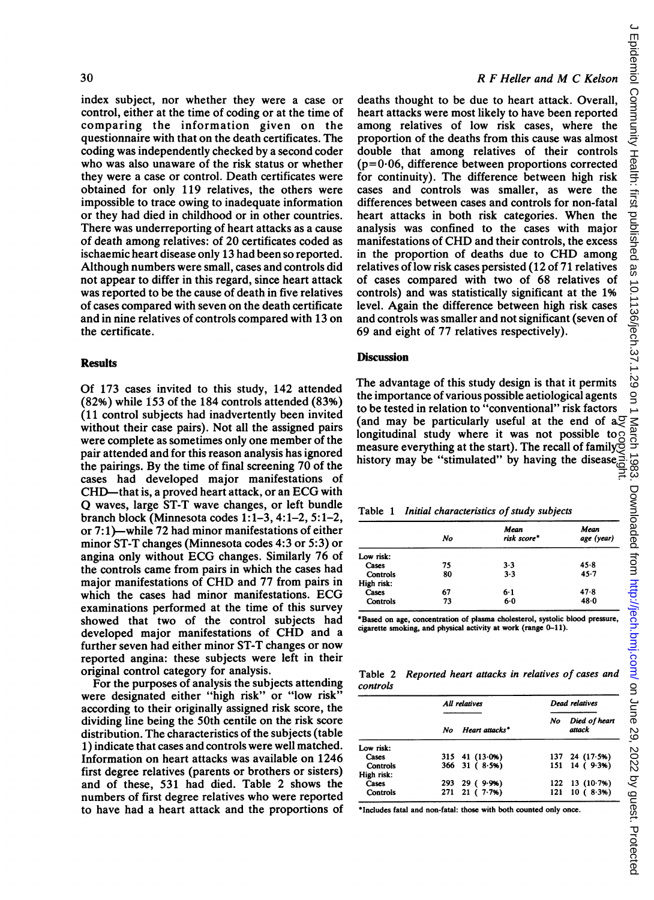index subject, nor whether they were a case or control, either at the time of coding or at the time of comparing the information given on the questionnaire with that on the death certificates. The coding was independently checked by a second coder who was also unaware of the risk status or whether they were a case or control. Death certificates were obtained for only 119 relatives, the others were impossible to trace owing to inadequate information or they had died in childhood or in other countries. There was underreporting of heart attacks as a cause of death among relatives: of 20 certificates coded as ischaemic heart disease only 13 had been so reported. Although numbers were small, cases and controls did not appear to differ in this regard, since heart attack was reported to be the cause of death in five relatives of cases compared with seven on the death certificate and in nine relatives of controls compared with 13 on the certificate.

## Results

Of 173 cases invited to this study, 142 attended (82%) while 153 of the 184 controls attended (83%) (11 control subjects had inadvertently been invited without their case pairs). Not all the assigned pairs were complete as sometimes only one member of the pair attended and for this reason analysis has ignored the pairings. By the time of final screening 70 of the cases had developed major manifestations of CHD—that is, a proved heart attack, or an ECG with Q waves, large ST-T wave changes, or left bundle branch block (Minnesota codes 1:1–3, 4:1–2, 5:1–2, or 7:1)—while 72 had minor manifestations of either minor ST-T changes (Minnesota codes 4:3 or 5:3) or angina only without ECG changes. Similarly 76 of the controls came from pairs in which the cases had major manifestations of CHD and 77 from pairs in which the cases had minor manifestations. ECG examinations performed at the time of this survey showed that two of the control subjects had developed major manifestations of CHD and a further seven had either minor ST-T changes or now reported angina: these subjects were left in their original control category for analysis.

For the purposes of analysis the subjects attending were designated either "high risk" or "low risk" according to their originally assigned risk score, the dividing line being the 50th centile on the risk score distribution. The characteristics of the subjects (table 1) indicate that cases and controls were well matched. Information on heart attacks was available on 1246 first degree relatives (parents or brothers or sisters) and of these, 531 had died. Table 2 shows the numbers of first degree relatives who were reported to have had a heart attack and the proportions of deaths thought to be due to heart attack. Overall, heart attacks were most likely to have been reported among relatives of low risk cases, where the proportion of the deaths from this cause was almost double that among relatives of their controls ($p=0\cdot06$, difference between proportions corrected for continuity). The difference between high risk cases and controls was smaller, as were the differences between cases and controls for non-fatal heart attacks in both risk categories. When the analysis was confined to the cases with major manifestations of CHD and their controls, the excess in the proportion of deaths due to CHD among relatives of low risk cases persisted (12 of 71 relatives of cases compared with two of 68 relatives of controls) and was statistically significant at the 1% level. Again the difference between high risk cases and controls was smaller and not significant (seven of 69 and eight of 77 relatives respectively).

## Discussion

The advantage of this study design is that it permits the importance of various possible aetiological agents to be tested in relation to "conventional" risk factors (and may be particularly useful at the end of a longitudinal study where it was not possible to measure everything at the start). The recall of family history may be "stimulated" by having the disease

Table 1 *Initial characteristics of study subjects*

| | No | Mean risk score* | Mean age (year) |
|---|---|---|---|
| Low risk: | | | |
| Cases | 75 | 3·3 | 45·8 |
| Controls | 80 | 3·3 | 45·7 |
| High risk: | | | |
| Cases | 67 | 6·1 | 47·8 |
| Controls | 73 | 6·0 | 48·0 |

*Based on age, concentration of plasma cholesterol, systolic blood pressure, cigarette smoking, and physical activity at work (range 0–11).

Table 2 *Reported heart attacks in relatives of cases and controls*

| | All relatives | | Dead relatives | |
|---|---|---|---|---|
| | No | Heart attacks* | No | Died of heart attack |
| Low risk: | | | | |
| Cases | 315 | 41 (13·0%) | 137 | 24 (17·5%) |
| Controls | 366 | 31 ( 8·5%) | 151 | 14 ( 9·3%) |
| High risk: | | | | |
| Cases | 293 | 29 ( 9·9%) | 122 | 13 (10·7%) |
| Controls | 271 | 21 ( 7·7%) | 121 | 10 ( 8·3%) |

*Includes fatal and non-fatal: those with both counted only once.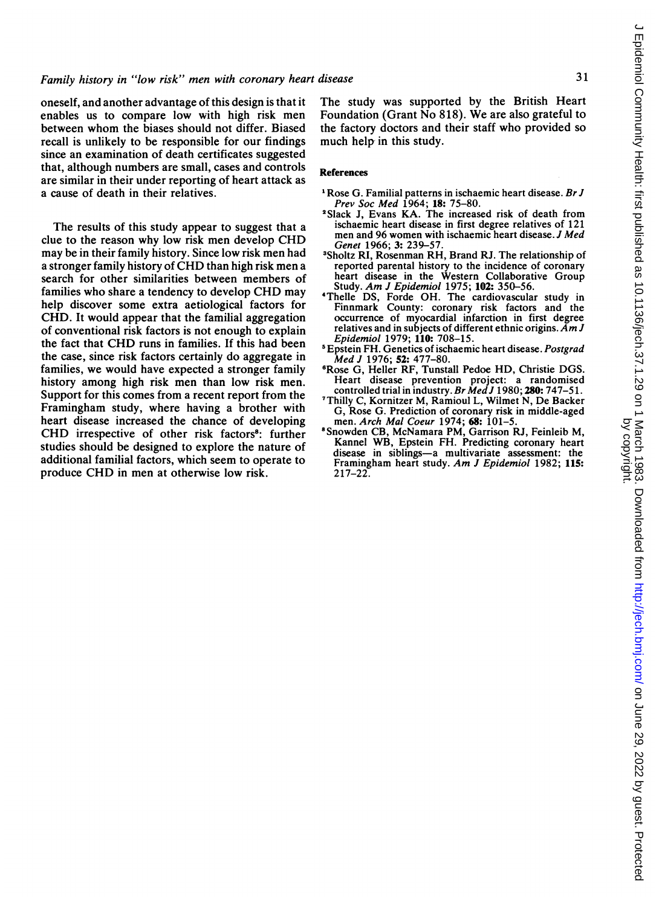oneself, and another advantage of this design is that it enables us to compare low with high risk men between whom the biases should not differ. Biased recall is unlikely to be responsible for our findings since an examination of death certificates suggested that, although numbers are small, cases and controls are similar in their under reporting of heart attack as a cause of death in their relatives.

The results of this study appear to suggest that a clue to the reason why low risk men develop CHD may be in their family history. Since low risk men had a stronger family history of CHD than high risk men a search for other similarities between members of families who share a tendency to develop CHD may help discover some extra aetiological factors for CHD. It would appear that the familial aggregation of conventional risk factors is not enough to explain the fact that CHD runs in families. If this had been the case, since risk factors certainly do aggregate in families, we would have expected a stronger family history among high risk men than low risk men. Support for this comes from a recent report from the Framingham study, where having a brother with heart disease increased the chance of developing CHD irrespective of other risk factors[8]: further studies should be designed to explore the nature of additional familial factors, which seem to operate to produce CHD in men at otherwise low risk.

The study was supported by the British Heart Foundation (Grant No 818). We are also grateful to the factory doctors and their staff who provided so much help in this study.

#### References

[1] Rose G. Familial patterns in ischaemic heart disease. *Br J Prev Soc Med* 1964; **18:** 75–80.

[2] Slack J, Evans KA. The increased risk of death from ischaemic heart disease in first degree relatives of 121 men and 96 women with ischaemic heart disease. *J Med Genet* 1966; **3:** 239–57.

[3] Sholtz RI, Rosenman RH, Brand RJ. The relationship of reported parental history to the incidence of coronary heart disease in the Western Collaborative Group Study. *Am J Epidemiol* 1975; **102:** 350–56.

[4] Thelle DS, Forde OH. The cardiovascular study in Finnmark County: coronary risk factors and the occurrence of myocardial infarction in first degree relatives and in subjects of different ethnic origins. *Am J Epidemiol* 1979; **110:** 708–15.

[5] Epstein FH. Genetics of ischaemic heart disease. *Postgrad Med J* 1976; **52:** 477–80.

[6] Rose G, Heller RF, Tunstall Pedoe HD, Christie DGS. Heart disease prevention project: a randomised controlled trial in industry. *Br Med J* 1980; **280:** 747–51.

[7] Thilly C, Kornitzer M, Ramioul L, Wilmet N, De Backer G, Rose G. Prediction of coronary risk in middle-aged men. *Arch Mal Coeur* 1974; **68:** 101–5.

[8] Snowden CB, McNamara PM, Garrison RJ, Feinleib M, Kannel WB, Epstein FH. Predicting coronary heart disease in siblings—a multivariate assessment: the Framingham heart study. *Am J Epidemiol* 1982; **115:** 217–22.